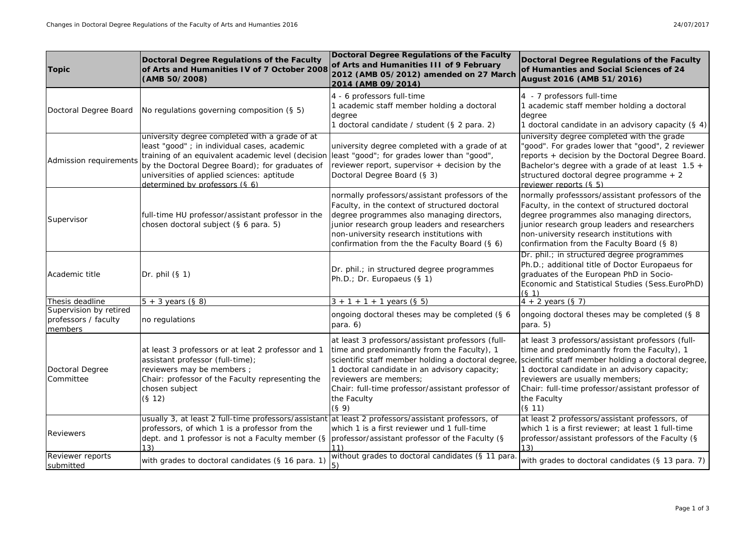| Topic | Doctoral Degree Regulations of the Faculty of Arts and Humanities IV of 7 October 2008 (AMB 50/2008) | Doctoral Degree Regulations of the Faculty of Arts and Humanities III of 9 February 2012 (AMB 05/2012) amended on 27 March 2014 (AMB 09/2014) | Doctoral Degree Regulations of the Faculty of Humanties and Social Sciences of 24 August 2016 (AMB 51/2016) |
|---|---|---|---|
| Doctoral Degree Board | No regulations governing composition (§ 5) | 4 - 6 professors full-time<br>1 academic staff member holding a doctoral degree<br>1 doctoral candidate / student (§ 2 para. 2) | 4 - 7 professors full-time<br>1 academic staff member holding a doctoral degree<br>1 doctoral candidate in an advisory capacity (§ 4) |
| Admission requirements | university degree completed with a grade of at least "good" ; in individual cases, academic training of an equivalent academic level (decision by the Doctoral Degree Board); for graduates of universities of applied sciences: aptitude determined by professors (§ 6) | university degree completed with a grade of at least "good"; for grades lower than "good", reviewer report, supervisor + decision by the Doctoral Degree Board (§ 3) | university degree completed with the grade "good". For grades lower that "good", 2 reviewer reports + decision by the Doctoral Degree Board. Bachelor's degree with a grade of at least 1.5 + structured doctoral degree programme + 2 reviewer reports (§ 5) |
| Supervisor | full-time HU professor/assistant professor in the chosen doctoral subject (§ 6 para. 5) | normally professors/assistant professors of the Faculty, in the context of structured doctoral degree programmes also managing directors, junior research group leaders and researchers non-university research institutions with confirmation from the the Faculty Board (§ 6) | normally professsors/assistant professors of the Faculty, in the context of structured doctoral degree programmes also managing directors, junior research group leaders and researchers non-university research institutions with confirmation from the Faculty Board (§ 8) |
| Academic title | Dr. phil (§ 1) | Dr. phil.; in structured degree programmes Ph.D.; Dr. Europaeus (§ 1) | Dr. phil.; in structured degree programmes Ph.D.; additional title of Doctor Europaeus for graduates of the European PhD in Socio-Economic and Statistical Studies (Sess.EuroPhD) (§ 1) |
| Thesis deadline | 5 + 3 years (§ 8) | 3 + 1 + 1 + 1 years (§ 5) | 4 + 2 years (§ 7) |
| Supervision by retired professors / faculty members | no regulations | ongoing doctoral theses may be completed (§ 6 para. 6) | ongoing doctoral theses may be completed (§ 8 para. 5) |
| Doctoral Degree Committee | at least 3 professors or at leat 2 professor and 1 assistant professor (full-time);<br>reviewers may be members ;<br>Chair: professor of the Faculty representing the chosen subject<br>(§ 12) | at least 3 professors/assistant professors (full-time and predominantly from the Faculty), 1 scientific staff member holding a doctoral degree, 1 doctoral candidate in an advisory capacity;<br>reviewers are members;<br>Chair: full-time professor/assistant professor of the Faculty<br>(§ 9) | at least 3 professors/assistant professors (full-time and predominantly from the Faculty), 1 scientific staff member holding a doctoral degree, 1 doctoral candidate in an advisory capacity;<br>reviewers are usually members;<br>Chair: full-time professor/assistant professor of the Faculty<br>(§ 11) |
| Reviewers | usually 3, at least 2 full-time professors/assistant professors, of which 1 is a professor from the dept. and 1 professor is not a Faculty member (§ 13) | at least 2 professors/assistant professors, of which 1 is a first reviewer und 1 full-time professor/assistant professor of the Faculty (§ 11) | at least 2 professors/assistant professors, of which 1 is a first reviewer; at least 1 full-time professor/assistant professors of the Faculty (§ 13) |
| Reviewer reports submitted | with grades to doctoral candidates (§ 16 para. 1) | without grades to doctoral candidates (§ 11 para. 5) | with grades to doctoral candidates (§ 13 para. 7) |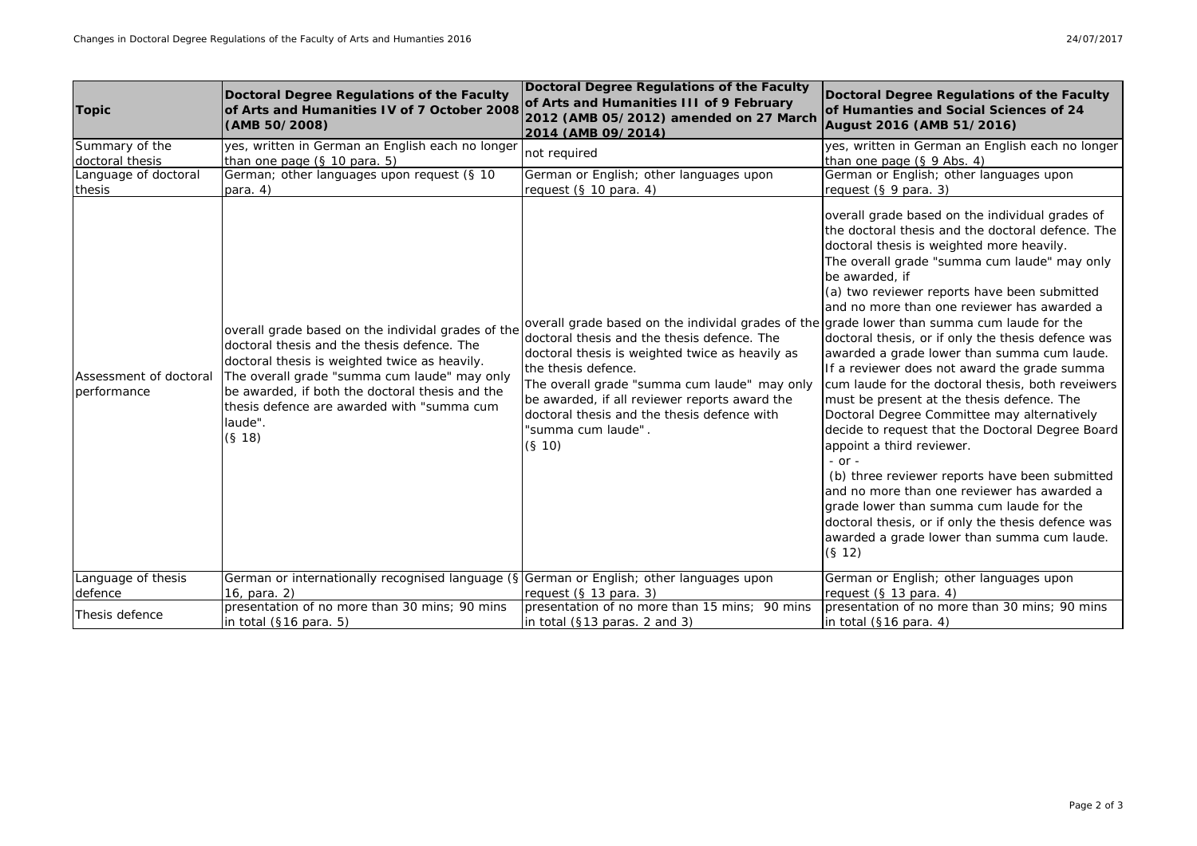| Topic | Doctoral Degree Regulations of the Faculty of Arts and Humanities IV of 7 October 2008 (AMB 50/2008) | Doctoral Degree Regulations of the Faculty of Arts and Humanities III of 9 February 2012 (AMB 05/2012) amended on 27 March 2014 (AMB 09/2014) | Doctoral Degree Regulations of the Faculty of Humanties and Social Sciences of 24 August 2016 (AMB 51/2016) |
|---|---|---|---|
| Summary of the doctoral thesis | yes, written in German an English each no longer than one page (§ 10 para. 5) | not required | yes, written in German an English each no longer than one page (§ 9 Abs. 4) |
| Language of doctoral thesis | German; other languages upon request (§ 10 para. 4) | German or English; other languages upon request (§ 10 para. 4) | German or English; other languages upon request (§ 9 para. 3) |
| Assessment of doctoral performance | overall grade based on the individual grades of the doctoral thesis and the thesis defence. The doctoral thesis is weighted twice as heavily. The overall grade "summa cum laude" may only be awarded, if both the doctoral thesis and the thesis defence are awarded with "summa cum laude". (§ 18) | overall grade based on the individal grades of the doctoral thesis and the thesis defence. The doctoral thesis is weighted twice as heavily as the thesis defence. The overall grade "summa cum laude" may only be awarded, if all reviewer reports award the doctoral thesis and the thesis defence with "summa cum laude". (§ 10) | overall grade based on the individual grades of the doctoral thesis and the doctoral defence. The doctoral thesis is weighted more heavily. The overall grade "summa cum laude" may only be awarded, if (a) two reviewer reports have been submitted and no more than one reviewer has awarded a grade lower than summa cum laude for the doctoral thesis, or if only the thesis defence was awarded a grade lower than summa cum laude. If a reviewer does not award the grade summa cum laude for the doctoral thesis, both reveiwers must be present at the thesis defence. The Doctoral Degree Committee may alternatively decide to request that the Doctoral Degree Board appoint a third reviewer. - or - (b) three reviewer reports have been submitted and no more than one reviewer has awarded a grade lower than summa cum laude for the doctoral thesis, or if only the thesis defence was awarded a grade lower than summa cum laude. (§ 12) |
| Language of thesis defence | German or internationally recognised language (§ 16, para. 2) | German or English; other languages upon request (§ 13 para. 3) | German or English; other languages upon request (§ 13 para. 4) |
| Thesis defence | presentation of no more than 30 mins; 90 mins in total (§16 para. 5) | presentation of no more than 15 mins; 90 mins in total (§13 paras. 2 and 3) | presentation of no more than 30 mins; 90 mins in total (§16 para. 4) |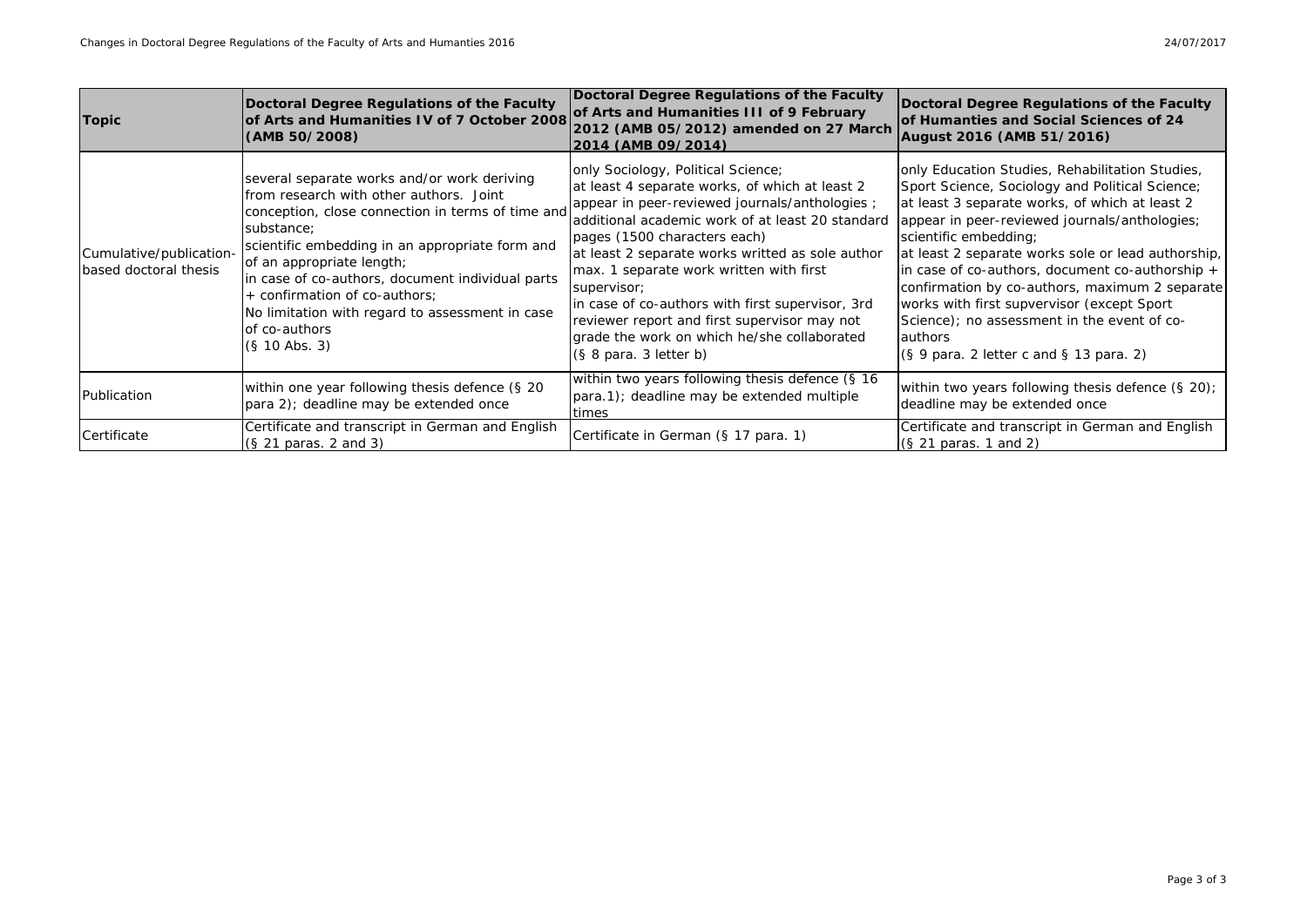| Topic | Doctoral Degree Regulations of the Faculty of Arts and Humanities IV of 7 October 2008 (AMB 50/2008) | Doctoral Degree Regulations of the Faculty of Arts and Humanities III of 9 February 2012 (AMB 05/2012) amended on 27 March 2014 (AMB 09/2014) | Doctoral Degree Regulations of the Faculty of Humanties and Social Sciences of 24 August 2016 (AMB 51/2016) |
|---|---|---|---|
| Cumulative/publication-based doctoral thesis | several separate works and/or work deriving from research with other authors. Joint conception, close connection in terms of time and substance; scientific embedding in an appropriate form and of an appropriate length; in case of co-authors, document individual parts + confirmation of co-authors; No limitation with regard to assessment in case of co-authors (§ 10 Abs. 3) | only Sociology, Political Science; at least 4 separate works, of which at least 2 appear in peer-reviewed journals/anthologies ; additional academic work of at least 20 standard pages (1500 characters each) at least 2 separate works writted as sole author max. 1 separate work written with first supervisor; in case of co-authors with first supervisor, 3rd reviewer report and first supervisor may not grade the work on which he/she collaborated (§ 8 para. 3 letter b) | only Education Studies, Rehabilitation Studies, Sport Science, Sociology and Political Science; at least 3 separate works, of which at least 2 appear in peer-reviewed journals/anthologies; scientific embedding; at least 2 separate works sole or lead authorship, in case of co-authors, document co-authorship + confirmation by co-authors, maximum 2 separate works with first supvervisor (except Sport Science); no assessment in the event of co-authors (§ 9 para. 2 letter c and § 13 para. 2) |
| Publication | within one year following thesis defence (§ 20 para 2); deadline may be extended once | within two years following thesis defence (§ 16 para.1); deadline may be extended multiple times | within two years following thesis defence (§ 20); deadline may be extended once |
| Certificate | Certificate and transcript in German and English (§ 21 paras. 2 and 3) | Certificate in German (§ 17 para. 1) | Certificate and transcript in German and English (§ 21 paras. 1 and 2) |